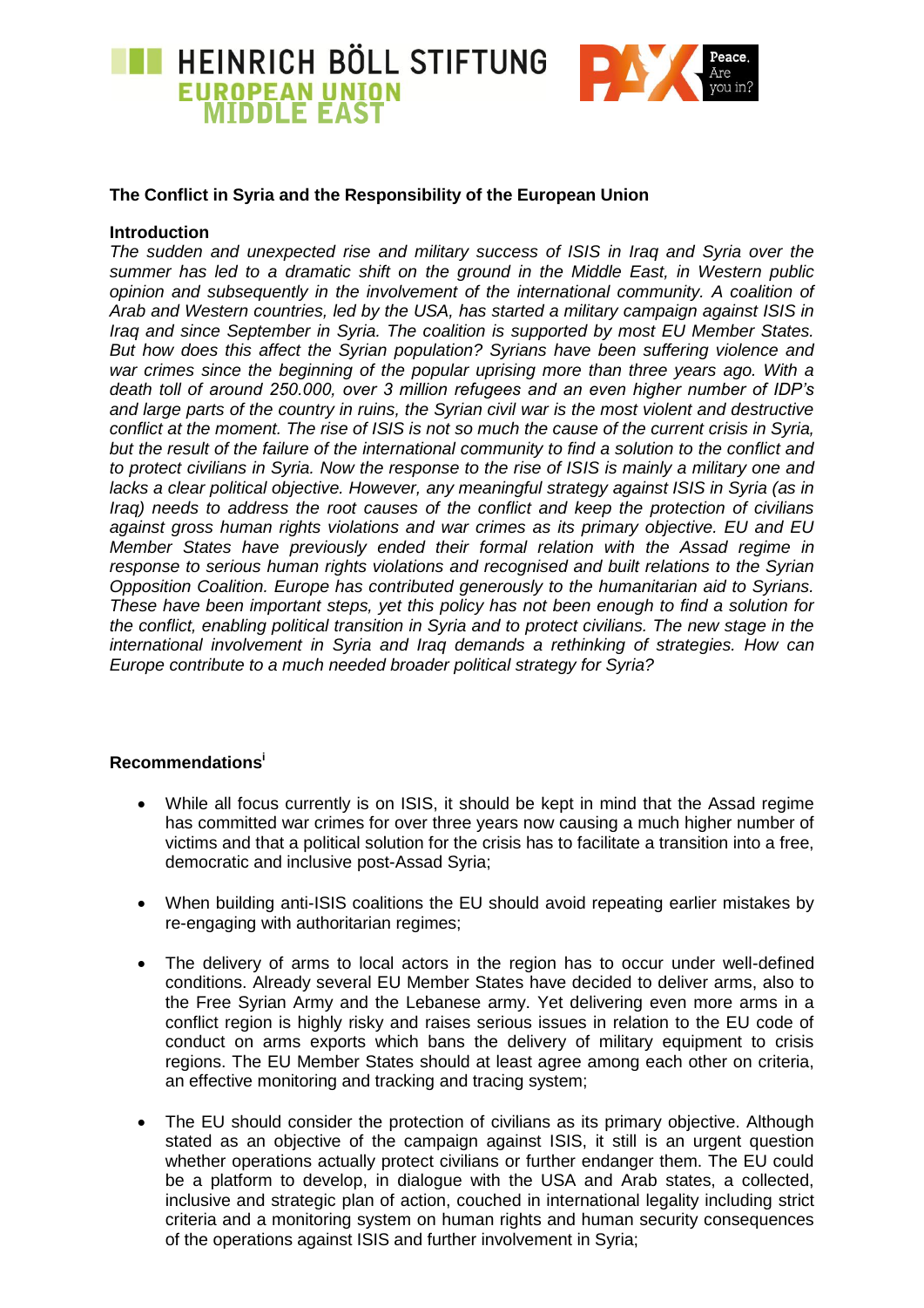## The Conflict in Syria and the Responsibility of the European Union

### Introduction

*The sudden and unexpected rise and military success of ISIS in Iraq and Syria over the summer has led to a dramatic shift on the ground in the Middle East, in Western public opinion and subsequently in the involvement of the international community. A coalition of Arab and Western countries, led by the USA, has started a military campaign against ISIS in Iraq and since September in Syria. The coalition is supported by most EU Member States. But how does this affect the Syrian population? Syrians have been suffering violence and war crimes since the beginning of the popular uprising more than three years ago. With a death toll of around 250.000, over 3 million refugees and an even higher number of IDP's and large parts of the country in ruins, the Syrian civil war is the most violent and destructive conflict at the moment. The rise of ISIS is not so much the cause of the current crisis in Syria, but the result of the failure of the international community to find a solution to the conflict and to protect civilians in Syria. Now the response to the rise of ISIS is mainly a military one and lacks a clear political objective. However, any meaningful strategy against ISIS in Syria (as in Iraq) needs to address the root causes of the conflict and keep the protection of civilians against gross human rights violations and war crimes as its primary objective. EU and EU Member States have previously ended their formal relation with the Assad regime in response to serious human rights violations and recognised and built relations to the Syrian Opposition Coalition. Europe has contributed generously to the humanitarian aid to Syrians. These have been important steps, yet this policy has not been enough to find a solution for the conflict, enabling political transition in Syria and to protect civilians. The new stage in the international involvement in Syria and Iraq demands a rethinking of strategies. How can Europe contribute to a much needed broader political strategy for Syria?*

### Recommendations[i]

- While all focus currently is on ISIS, it should be kept in mind that the Assad regime has committed war crimes for over three years now causing a much higher number of victims and that a political solution for the crisis has to facilitate a transition into a free, democratic and inclusive post-Assad Syria;
- When building anti-ISIS coalitions the EU should avoid repeating earlier mistakes by re-engaging with authoritarian regimes;
- The delivery of arms to local actors in the region has to occur under well-defined conditions. Already several EU Member States have decided to deliver arms, also to the Free Syrian Army and the Lebanese army. Yet delivering even more arms in a conflict region is highly risky and raises serious issues in relation to the EU code of conduct on arms exports which bans the delivery of military equipment to crisis regions. The EU Member States should at least agree among each other on criteria, an effective monitoring and tracking and tracing system;
- The EU should consider the protection of civilians as its primary objective. Although stated as an objective of the campaign against ISIS, it still is an urgent question whether operations actually protect civilians or further endanger them. The EU could be a platform to develop, in dialogue with the USA and Arab states, a collected, inclusive and strategic plan of action, couched in international legality including strict criteria and a monitoring system on human rights and human security consequences of the operations against ISIS and further involvement in Syria;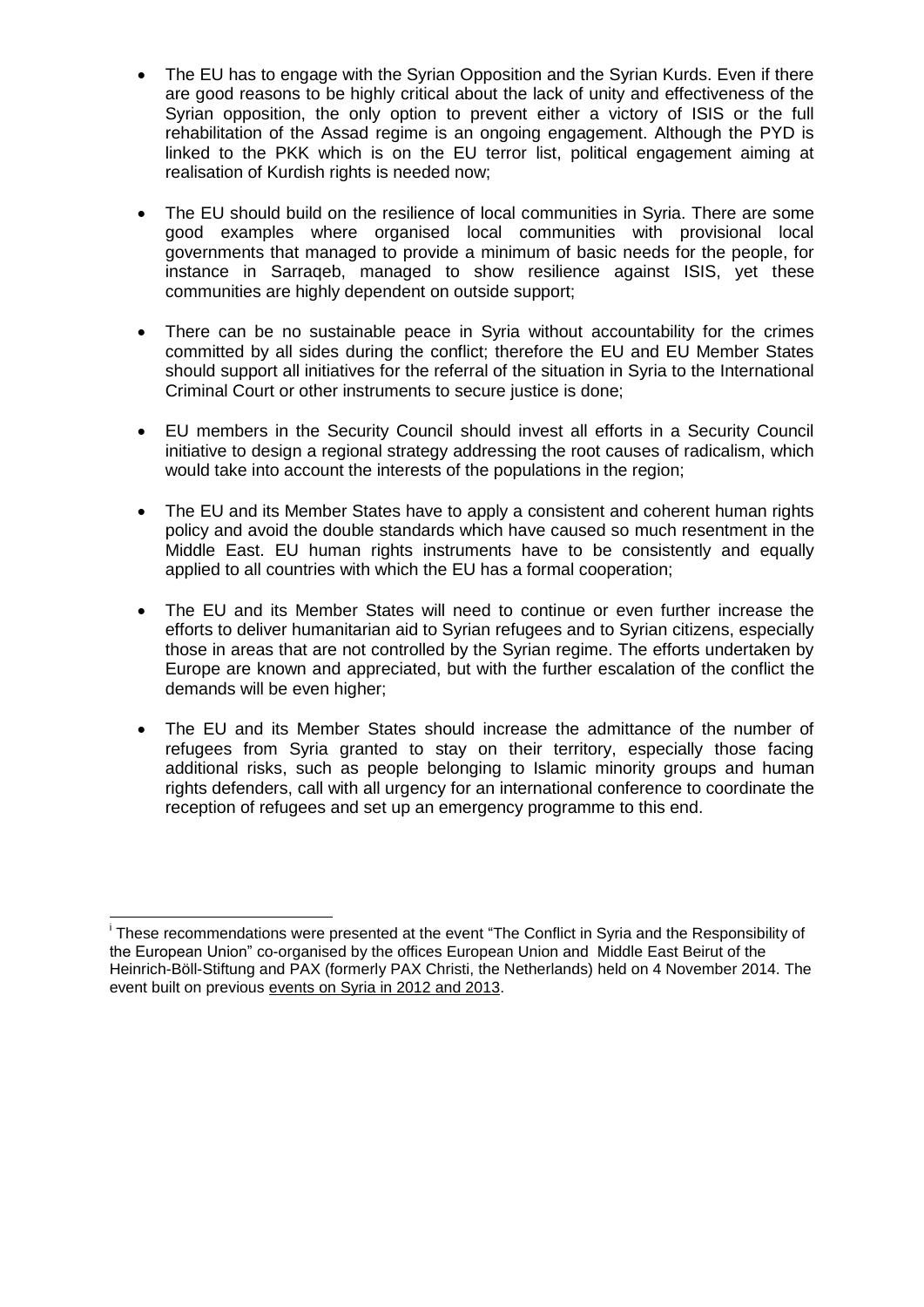- The EU has to engage with the Syrian Opposition and the Syrian Kurds. Even if there are good reasons to be highly critical about the lack of unity and effectiveness of the Syrian opposition, the only option to prevent either a victory of ISIS or the full rehabilitation of the Assad regime is an ongoing engagement. Although the PYD is linked to the PKK which is on the EU terror list, political engagement aiming at realisation of Kurdish rights is needed now;

- The EU should build on the resilience of local communities in Syria. There are some good examples where organised local communities with provisional local governments that managed to provide a minimum of basic needs for the people, for instance in Sarraqeb, managed to show resilience against ISIS, yet these communities are highly dependent on outside support;

- There can be no sustainable peace in Syria without accountability for the crimes committed by all sides during the conflict; therefore the EU and EU Member States should support all initiatives for the referral of the situation in Syria to the International Criminal Court or other instruments to secure justice is done;

- EU members in the Security Council should invest all efforts in a Security Council initiative to design a regional strategy addressing the root causes of radicalism, which would take into account the interests of the populations in the region;

- The EU and its Member States have to apply a consistent and coherent human rights policy and avoid the double standards which have caused so much resentment in the Middle East. EU human rights instruments have to be consistently and equally applied to all countries with which the EU has a formal cooperation;

- The EU and its Member States will need to continue or even further increase the efforts to deliver humanitarian aid to Syrian refugees and to Syrian citizens, especially those in areas that are not controlled by the Syrian regime. The efforts undertaken by Europe are known and appreciated, but with the further escalation of the conflict the demands will be even higher;

- The EU and its Member States should increase the admittance of the number of refugees from Syria granted to stay on their territory, especially those facing additional risks, such as people belonging to Islamic minority groups and human rights defenders, call with all urgency for an international conference to coordinate the reception of refugees and set up an emergency programme to this end.

---

[i] These recommendations were presented at the event "The Conflict in Syria and the Responsibility of the European Union" co-organised by the offices European Union and Middle East Beirut of the Heinrich-Böll-Stiftung and PAX (formerly PAX Christi, the Netherlands) held on 4 November 2014. The event built on previous events on Syria in 2012 and 2013.